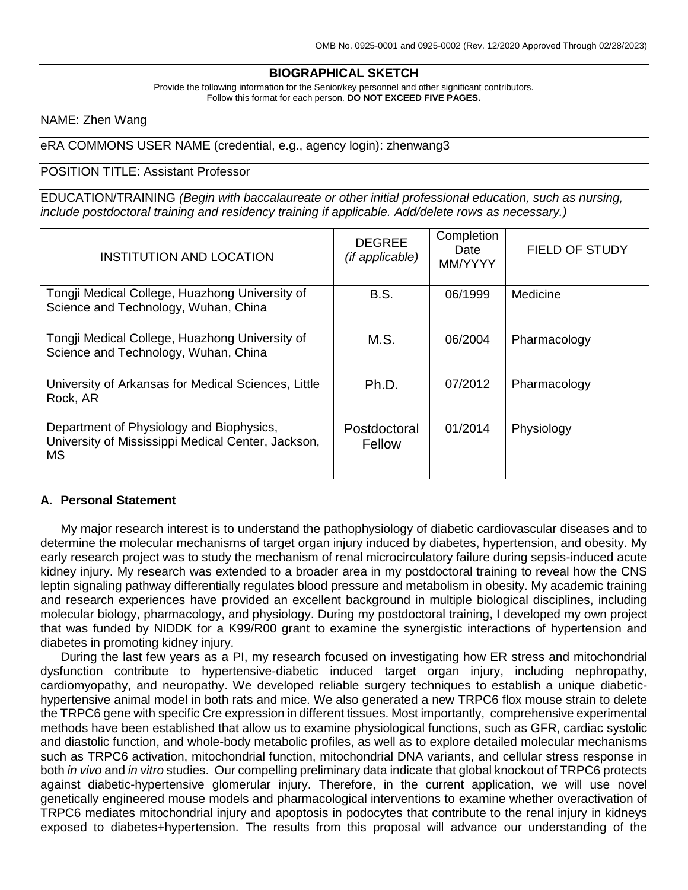OMB No. 0925-0001 and 0925-0002 (Rev. 12/2020 Approved Through 02/28/2023)

# BIOGRAPHICAL SKETCH

Provide the following information for the Senior/key personnel and other significant contributors.
Follow this format for each person. **DO NOT EXCEED FIVE PAGES.**

NAME: Zhen Wang

eRA COMMONS USER NAME (credential, e.g., agency login): zhenwang3

POSITION TITLE: Assistant Professor

EDUCATION/TRAINING *(Begin with baccalaureate or other initial professional education, such as nursing, include postdoctoral training and residency training if applicable. Add/delete rows as necessary.)*

| INSTITUTION AND LOCATION | DEGREE *(if applicable)* | Completion Date MM/YYYY | FIELD OF STUDY |
|---|---|---|---|
| Tongji Medical College, Huazhong University of Science and Technology, Wuhan, China | B.S. | 06/1999 | Medicine |
| Tongji Medical College, Huazhong University of Science and Technology, Wuhan, China | M.S. | 06/2004 | Pharmacology |
| University of Arkansas for Medical Sciences, Little Rock, AR | Ph.D. | 07/2012 | Pharmacology |
| Department of Physiology and Biophysics, University of Mississippi Medical Center, Jackson, MS | Postdoctoral Fellow | 01/2014 | Physiology |

## A. Personal Statement

My major research interest is to understand the pathophysiology of diabetic cardiovascular diseases and to determine the molecular mechanisms of target organ injury induced by diabetes, hypertension, and obesity. My early research project was to study the mechanism of renal microcirculatory failure during sepsis-induced acute kidney injury. My research was extended to a broader area in my postdoctoral training to reveal how the CNS leptin signaling pathway differentially regulates blood pressure and metabolism in obesity. My academic training and research experiences have provided an excellent background in multiple biological disciplines, including molecular biology, pharmacology, and physiology. During my postdoctoral training, I developed my own project that was funded by NIDDK for a K99/R00 grant to examine the synergistic interactions of hypertension and diabetes in promoting kidney injury.

During the last few years as a PI, my research focused on investigating how ER stress and mitochondrial dysfunction contribute to hypertensive-diabetic induced target organ injury, including nephropathy, cardiomyopathy, and neuropathy. We developed reliable surgery techniques to establish a unique diabetic-hypertensive animal model in both rats and mice. We also generated a new TRPC6 flox mouse strain to delete the TRPC6 gene with specific Cre expression in different tissues. Most importantly, comprehensive experimental methods have been established that allow us to examine physiological functions, such as GFR, cardiac systolic and diastolic function, and whole-body metabolic profiles, as well as to explore detailed molecular mechanisms such as TRPC6 activation, mitochondrial function, mitochondrial DNA variants, and cellular stress response in both *in vivo* and *in vitro* studies. Our compelling preliminary data indicate that global knockout of TRPC6 protects against diabetic-hypertensive glomerular injury. Therefore, in the current application, we will use novel genetically engineered mouse models and pharmacological interventions to examine whether overactivation of TRPC6 mediates mitochondrial injury and apoptosis in podocytes that contribute to the renal injury in kidneys exposed to diabetes+hypertension. The results from this proposal will advance our understanding of the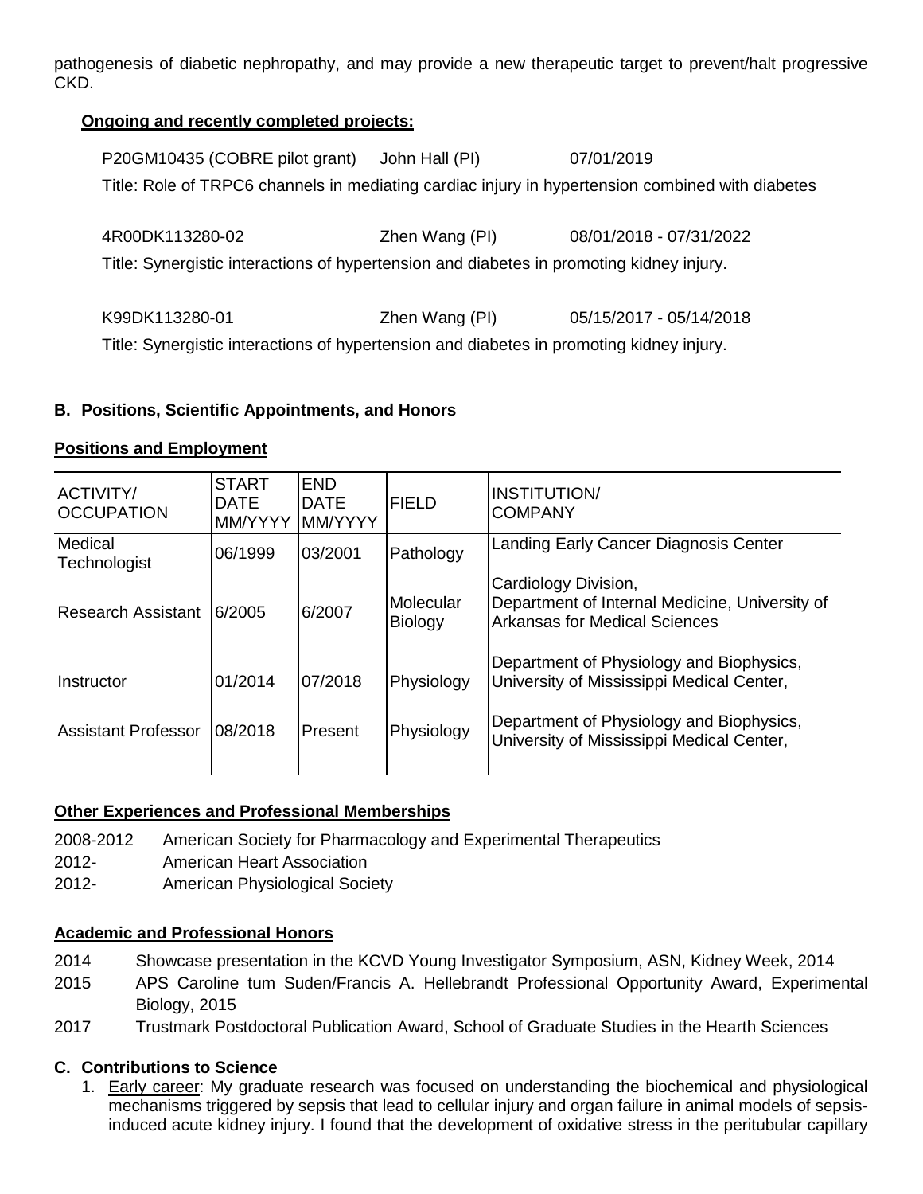pathogenesis of diabetic nephropathy, and may provide a new therapeutic target to prevent/halt progressive CKD.

**Ongoing and recently completed projects:**

P20GM10435 (COBRE pilot grant) John Hall (PI) 07/01/2019

Title: Role of TRPC6 channels in mediating cardiac injury in hypertension combined with diabetes

4R00DK113280-02 Zhen Wang (PI) 08/01/2018 - 07/31/2022

Title: Synergistic interactions of hypertension and diabetes in promoting kidney injury.

K99DK113280-01 Zhen Wang (PI) 05/15/2017 - 05/14/2018

Title: Synergistic interactions of hypertension and diabetes in promoting kidney injury.

## B. Positions, Scientific Appointments, and Honors

**Positions and Employment**

| ACTIVITY/ OCCUPATION | START DATE MM/YYYY | END DATE MM/YYYY | FIELD | INSTITUTION/ COMPANY |
|---|---|---|---|---|
| Medical Technologist | 06/1999 | 03/2001 | Pathology | Landing Early Cancer Diagnosis Center |
| Research Assistant | 6/2005 | 6/2007 | Molecular Biology | Cardiology Division, Department of Internal Medicine, University of Arkansas for Medical Sciences |
| Instructor | 01/2014 | 07/2018 | Physiology | Department of Physiology and Biophysics, University of Mississippi Medical Center, |
| Assistant Professor | 08/2018 | Present | Physiology | Department of Physiology and Biophysics, University of Mississippi Medical Center, |

**Other Experiences and Professional Memberships**

2008-2012 American Society for Pharmacology and Experimental Therapeutics

2012- American Heart Association

2012- American Physiological Society

**Academic and Professional Honors**

2014 Showcase presentation in the KCVD Young Investigator Symposium, ASN, Kidney Week, 2014

2015 APS Caroline tum Suden/Francis A. Hellebrandt Professional Opportunity Award, Experimental Biology, 2015

2017 Trustmark Postdoctoral Publication Award, School of Graduate Studies in the Hearth Sciences

## C. Contributions to Science

1. Early career: My graduate research was focused on understanding the biochemical and physiological mechanisms triggered by sepsis that lead to cellular injury and organ failure in animal models of sepsis-induced acute kidney injury. I found that the development of oxidative stress in the peritubular capillary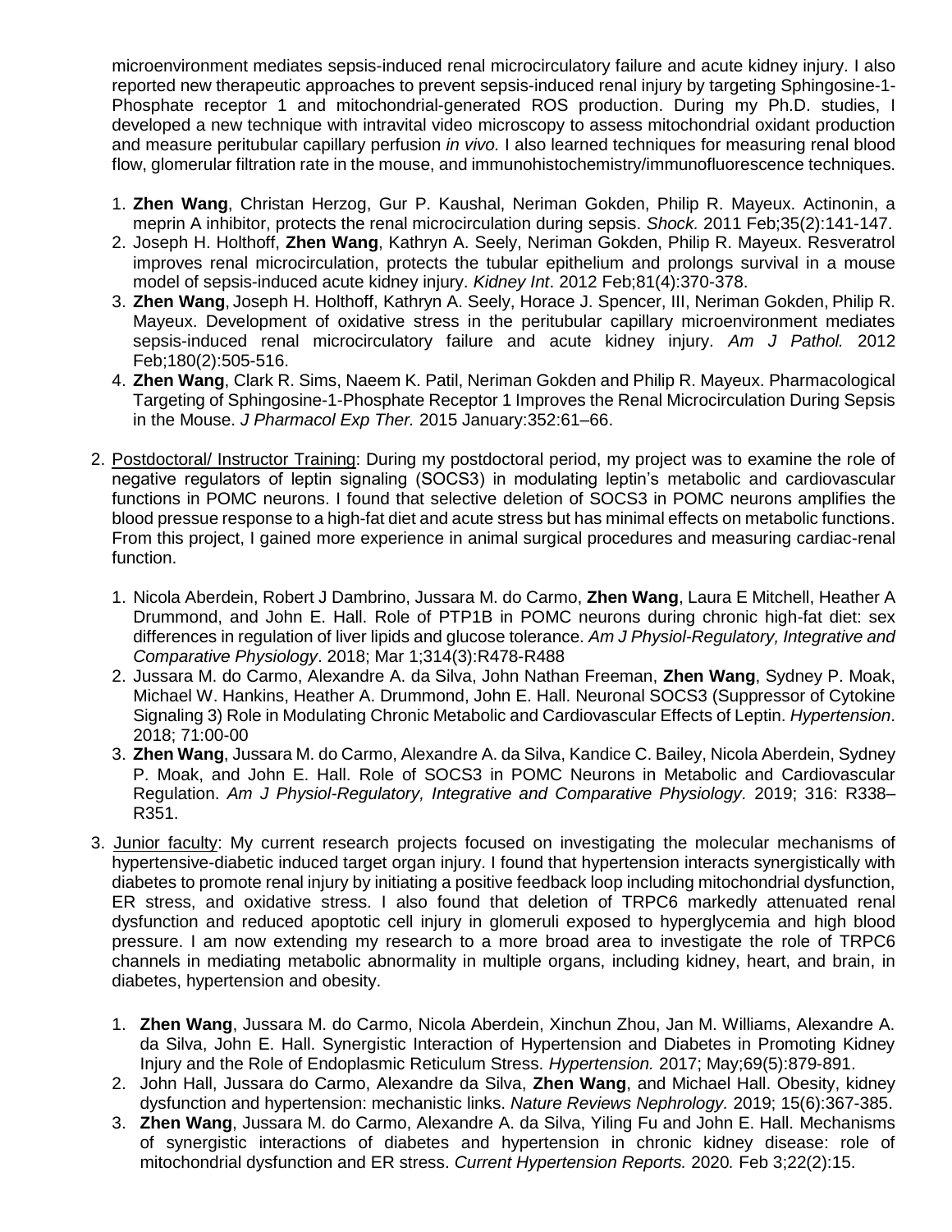microenvironment mediates sepsis-induced renal microcirculatory failure and acute kidney injury. I also reported new therapeutic approaches to prevent sepsis-induced renal injury by targeting Sphingosine-1-Phosphate receptor 1 and mitochondrial-generated ROS production. During my Ph.D. studies, I developed a new technique with intravital video microscopy to assess mitochondrial oxidant production and measure peritubular capillary perfusion *in vivo.* I also learned techniques for measuring renal blood flow, glomerular filtration rate in the mouse, and immunohistochemistry/immunofluorescence techniques.

1. **Zhen Wang**, Christan Herzog, Gur P. Kaushal, Neriman Gokden, Philip R. Mayeux. Actinonin, a meprin A inhibitor, protects the renal microcirculation during sepsis. *Shock.* 2011 Feb;35(2):141-147.
2. Joseph H. Holthoff, **Zhen Wang**, Kathryn A. Seely, Neriman Gokden, Philip R. Mayeux. Resveratrol improves renal microcirculation, protects the tubular epithelium and prolongs survival in a mouse model of sepsis-induced acute kidney injury. *Kidney Int*. 2012 Feb;81(4):370-378.
3. **Zhen Wang**, Joseph H. Holthoff, Kathryn A. Seely, Horace J. Spencer, III, Neriman Gokden, Philip R. Mayeux. Development of oxidative stress in the peritubular capillary microenvironment mediates sepsis-induced renal microcirculatory failure and acute kidney injury. *Am J Pathol.* 2012 Feb;180(2):505-516.
4. **Zhen Wang**, Clark R. Sims, Naeem K. Patil, Neriman Gokden and Philip R. Mayeux. Pharmacological Targeting of Sphingosine-1-Phosphate Receptor 1 Improves the Renal Microcirculation During Sepsis in the Mouse. *J Pharmacol Exp Ther.* 2015 January:352:61–66.

2. <u>Postdoctoral/ Instructor Training</u>: During my postdoctoral period, my project was to examine the role of negative regulators of leptin signaling (SOCS3) in modulating leptin's metabolic and cardiovascular functions in POMC neurons. I found that selective deletion of SOCS3 in POMC neurons amplifies the blood pressue response to a high-fat diet and acute stress but has minimal effects on metabolic functions. From this project, I gained more experience in animal surgical procedures and measuring cardiac-renal function.

    1. Nicola Aberdein, Robert J Dambrino, Jussara M. do Carmo, **Zhen Wang**, Laura E Mitchell, Heather A Drummond, and John E. Hall. Role of PTP1B in POMC neurons during chronic high-fat diet: sex differences in regulation of liver lipids and glucose tolerance. *Am J Physiol-Regulatory, Integrative and Comparative Physiology*. 2018; Mar 1;314(3):R478-R488
    2. Jussara M. do Carmo, Alexandre A. da Silva, John Nathan Freeman, **Zhen Wang**, Sydney P. Moak, Michael W. Hankins, Heather A. Drummond, John E. Hall. Neuronal SOCS3 (Suppressor of Cytokine Signaling 3) Role in Modulating Chronic Metabolic and Cardiovascular Effects of Leptin. *Hypertension*. 2018; 71:00-00
    3. **Zhen Wang**, Jussara M. do Carmo, Alexandre A. da Silva, Kandice C. Bailey, Nicola Aberdein, Sydney P. Moak, and John E. Hall. Role of SOCS3 in POMC Neurons in Metabolic and Cardiovascular Regulation. *Am J Physiol-Regulatory, Integrative and Comparative Physiology.* 2019; 316: R338–R351.

3. <u>Junior faculty</u>: My current research projects focused on investigating the molecular mechanisms of hypertensive-diabetic induced target organ injury. I found that hypertension interacts synergistically with diabetes to promote renal injury by initiating a positive feedback loop including mitochondrial dysfunction, ER stress, and oxidative stress. I also found that deletion of TRPC6 markedly attenuated renal dysfunction and reduced apoptotic cell injury in glomeruli exposed to hyperglycemia and high blood pressure. I am now extending my research to a more broad area to investigate the role of TRPC6 channels in mediating metabolic abnormality in multiple organs, including kidney, heart, and brain, in diabetes, hypertension and obesity.

    1. **Zhen Wang**, Jussara M. do Carmo, Nicola Aberdein, Xinchun Zhou, Jan M. Williams, Alexandre A. da Silva, John E. Hall. Synergistic Interaction of Hypertension and Diabetes in Promoting Kidney Injury and the Role of Endoplasmic Reticulum Stress. *Hypertension.* 2017; May;69(5):879-891.
    2. John Hall, Jussara do Carmo, Alexandre da Silva, **Zhen Wang**, and Michael Hall. Obesity, kidney dysfunction and hypertension: mechanistic links. *Nature Reviews Nephrology.* 2019; 15(6):367-385.
    3. **Zhen Wang**, Jussara M. do Carmo, Alexandre A. da Silva, Yiling Fu and John E. Hall. Mechanisms of synergistic interactions of diabetes and hypertension in chronic kidney disease: role of mitochondrial dysfunction and ER stress. *Current Hypertension Reports.* 2020*.* Feb 3;22(2):15.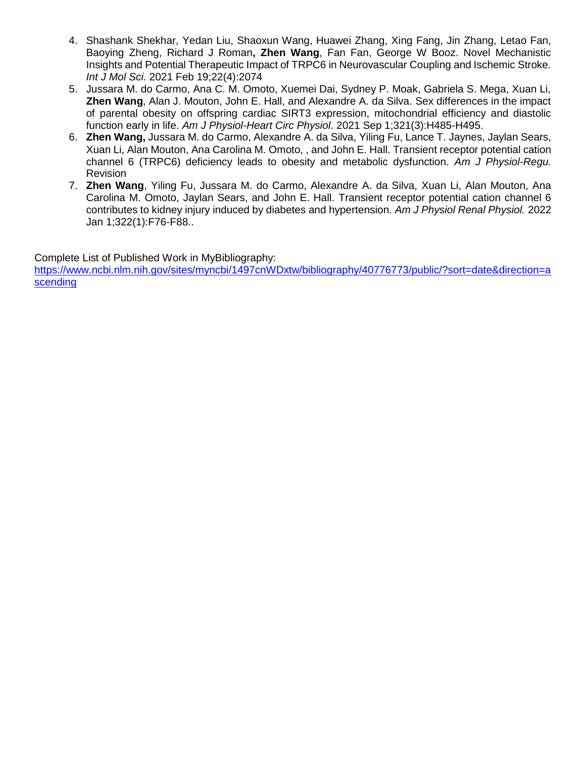4. Shashank Shekhar, Yedan Liu, Shaoxun Wang, Huawei Zhang, Xing Fang, Jin Zhang, Letao Fan, Baoying Zheng, Richard J Roman**, Zhen Wang**, Fan Fan, George W Booz. Novel Mechanistic Insights and Potential Therapeutic Impact of TRPC6 in Neurovascular Coupling and Ischemic Stroke. *Int J Mol Sci.* 2021 Feb 19;22(4):2074
5. Jussara M. do Carmo, Ana C. M. Omoto, Xuemei Dai, Sydney P. Moak, Gabriela S. Mega, Xuan Li, **Zhen Wang**, Alan J. Mouton, John E. Hall, and Alexandre A. da Silva. Sex differences in the impact of parental obesity on offspring cardiac SIRT3 expression, mitochondrial efficiency and diastolic function early in life. *Am J Physiol-Heart Circ Physiol*. 2021 Sep 1;321(3):H485-H495.
6. **Zhen Wang,** Jussara M. do Carmo, Alexandre A. da Silva, Yiling Fu, Lance T. Jaynes, Jaylan Sears, Xuan Li, Alan Mouton, Ana Carolina M. Omoto, , and John E. Hall. Transient receptor potential cation channel 6 (TRPC6) deficiency leads to obesity and metabolic dysfunction. *Am J Physiol-Regu.* Revision
7. **Zhen Wang**, Yiling Fu, Jussara M. do Carmo, Alexandre A. da Silva, Xuan Li, Alan Mouton, Ana Carolina M. Omoto, Jaylan Sears, and John E. Hall. Transient receptor potential cation channel 6 contributes to kidney injury induced by diabetes and hypertension. *Am J Physiol Renal Physiol.* 2022 Jan 1;322(1):F76-F88..

Complete List of Published Work in MyBibliography:
https://www.ncbi.nlm.nih.gov/sites/myncbi/1497cnWDxtw/bibliography/40776773/public/?sort=date&direction=ascending